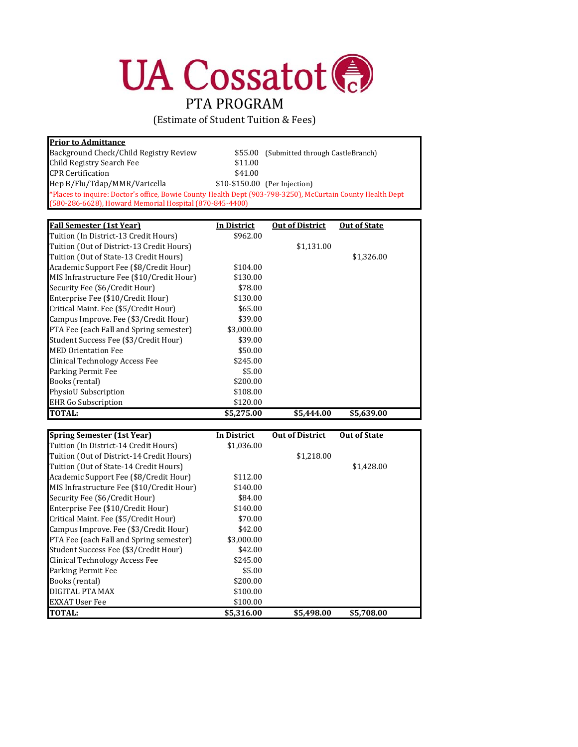# UA Cossatot

## PTA PROGRAM

(Estimate of Student Tuition & Fees)

| **Prior to Admittance** | | |
|---|---|---|
| Background Check/Child Registry Review | $55.00 | (Submitted through CastleBranch) |
| Child Registry Search Fee | $11.00 | |
| CPR Certification | $41.00 | |
| Hep B/Flu/Tdap/MMR/Varicella | $10-$150.00 | (Per Injection) |

*Places to inquire: Doctor's office, Bowie County Health Dept (903-798-3250), McCurtain County Health Dept (580-286-6628), Howard Memorial Hospital (870-845-4400)

| **Fall Semester (1st Year)** | **In District** | **Out of District** | **Out of State** |
|---|---|---|---|
| Tuition (In District-13 Credit Hours) | $962.00 | | |
| Tuition (Out of District-13 Credit Hours) | | $1,131.00 | |
| Tuition (Out of State-13 Credit Hours) | | | $1,326.00 |
| Academic Support Fee ($8/Credit Hour) | $104.00 | | |
| MIS Infrastructure Fee ($10/Credit Hour) | $130.00 | | |
| Security Fee ($6/Credit Hour) | $78.00 | | |
| Enterprise Fee ($10/Credit Hour) | $130.00 | | |
| Critical Maint. Fee ($5/Credit Hour) | $65.00 | | |
| Campus Improve. Fee ($3/Credit Hour) | $39.00 | | |
| PTA Fee (each Fall and Spring semester) | $3,000.00 | | |
| Student Success Fee ($3/Credit Hour) | $39.00 | | |
| MED Orientation Fee | $50.00 | | |
| Clinical Technology Access Fee | $245.00 | | |
| Parking Permit Fee | $5.00 | | |
| Books (rental) | $200.00 | | |
| PhysioU Subscription | $108.00 | | |
| EHR Go Subscription | $120.00 | | |
| **TOTAL:** | **$5,275.00** | **$5,444.00** | **$5,639.00** |

| **Spring Semester (1st Year)** | **In District** | **Out of District** | **Out of State** |
|---|---|---|---|
| Tuition (In District-14 Credit Hours) | $1,036.00 | | |
| Tuition (Out of District-14 Credit Hours) | | $1,218.00 | |
| Tuition (Out of State-14 Credit Hours) | | | $1,428.00 |
| Academic Support Fee ($8/Credit Hour) | $112.00 | | |
| MIS Infrastructure Fee ($10/Credit Hour) | $140.00 | | |
| Security Fee ($6/Credit Hour) | $84.00 | | |
| Enterprise Fee ($10/Credit Hour) | $140.00 | | |
| Critical Maint. Fee ($5/Credit Hour) | $70.00 | | |
| Campus Improve. Fee ($3/Credit Hour) | $42.00 | | |
| PTA Fee (each Fall and Spring semester) | $3,000.00 | | |
| Student Success Fee ($3/Credit Hour) | $42.00 | | |
| Clinical Technology Access Fee | $245.00 | | |
| Parking Permit Fee | $5.00 | | |
| Books (rental) | $200.00 | | |
| DIGITAL PTA MAX | $100.00 | | |
| EXXAT User Fee | $100.00 | | |
| **TOTAL:** | **$5,316.00** | **$5,498.00** | **$5,708.00** |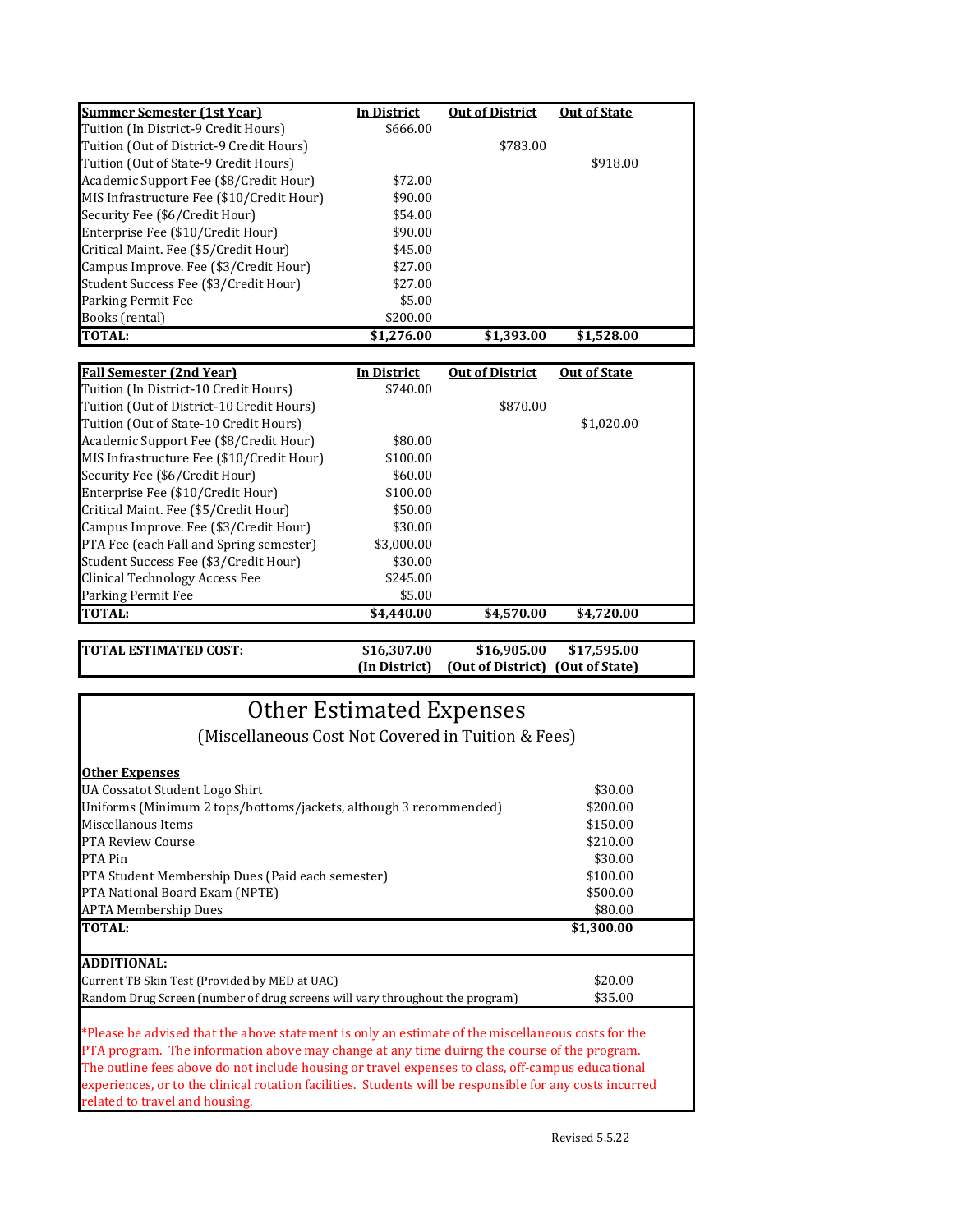| Summer Semester (1st Year) | In District | Out of District | Out of State |
|---|---|---|---|
| Tuition (In District-9 Credit Hours) | $666.00 | | |
| Tuition (Out of District-9 Credit Hours) | | $783.00 | |
| Tuition (Out of State-9 Credit Hours) | | | $918.00 |
| Academic Support Fee ($8/Credit Hour) | $72.00 | | |
| MIS Infrastructure Fee ($10/Credit Hour) | $90.00 | | |
| Security Fee ($6/Credit Hour) | $54.00 | | |
| Enterprise Fee ($10/Credit Hour) | $90.00 | | |
| Critical Maint. Fee ($5/Credit Hour) | $45.00 | | |
| Campus Improve. Fee ($3/Credit Hour) | $27.00 | | |
| Student Success Fee ($3/Credit Hour) | $27.00 | | |
| Parking Permit Fee | $5.00 | | |
| Books (rental) | $200.00 | | |
| **TOTAL:** | **$1,276.00** | **$1,393.00** | **$1,528.00** |

| Fall Semester (2nd Year) | In District | Out of District | Out of State |
|---|---|---|---|
| Tuition (In District-10 Credit Hours) | $740.00 | | |
| Tuition (Out of District-10 Credit Hours) | | $870.00 | |
| Tuition (Out of State-10 Credit Hours) | | | $1,020.00 |
| Academic Support Fee ($8/Credit Hour) | $80.00 | | |
| MIS Infrastructure Fee ($10/Credit Hour) | $100.00 | | |
| Security Fee ($6/Credit Hour) | $60.00 | | |
| Enterprise Fee ($10/Credit Hour) | $100.00 | | |
| Critical Maint. Fee ($5/Credit Hour) | $50.00 | | |
| Campus Improve. Fee ($3/Credit Hour) | $30.00 | | |
| PTA Fee (each Fall and Spring semester) | $3,000.00 | | |
| Student Success Fee ($3/Credit Hour) | $30.00 | | |
| Clinical Technology Access Fee | $245.00 | | |
| Parking Permit Fee | $5.00 | | |
| **TOTAL:** | **$4,440.00** | **$4,570.00** | **$4,720.00** |

| | | | |
|---|---|---|---|
| **TOTAL ESTIMATED COST:** | **$16,307.00 (In District)** | **$16,905.00 (Out of District)** | **$17,595.00 (Out of State)** |

# Other Estimated Expenses

(Miscellaneous Cost Not Covered in Tuition & Fees)

| Other Expenses | |
|---|---|
| UA Cossatot Student Logo Shirt | $30.00 |
| Uniforms (Minimum 2 tops/bottoms/jackets, although 3 recommended) | $200.00 |
| Miscellanous Items | $150.00 |
| PTA Review Course | $210.00 |
| PTA Pin | $30.00 |
| PTA Student Membership Dues (Paid each semester) | $100.00 |
| PTA National Board Exam (NPTE) | $500.00 |
| APTA Membership Dues | $80.00 |
| **TOTAL:** | **$1,300.00** |

| ADDITIONAL: | |
|---|---|
| Current TB Skin Test (Provided by MED at UAC) | $20.00 |
| Random Drug Screen (number of drug screens will vary throughout the program) | $35.00 |

*Please be advised that the above statement is only an estimate of the miscellaneous costs for the PTA program. The information above may change at any time duirng the course of the program. The outline fees above do not include housing or travel expenses to class, off-campus educational experiences, or to the clinical rotation facilities. Students will be responsible for any costs incurred related to travel and housing.

Revised 5.5.22